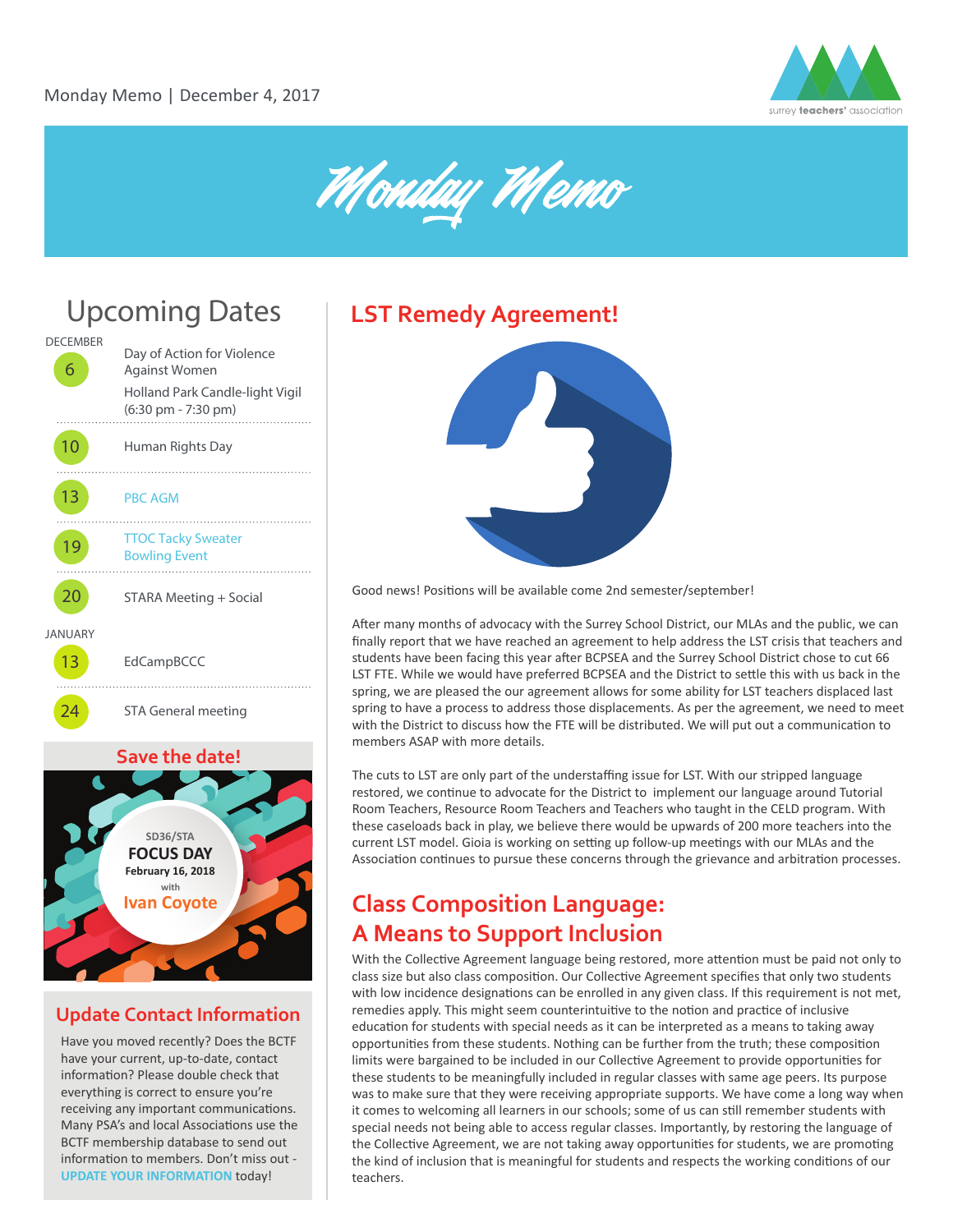Monday Memo | December 4, 2017

# Monday Memo

## Upcoming Dates

**DECEMBER**

- **6** — Day of Action for Violence Against Women; Holland Park Candle-light Vigil (6:30 pm - 7:30 pm)
- **10** — Human Rights Day
- **13** — PBC AGM
- **19** — TTOC Tacky Sweater Bowling Event
- **20** — STARA Meeting + Social

**JANUARY**

- **13** — EdCampBCCC
- **24** — STA General meeting

### Save the date!

SD36/STA
**FOCUS DAY**
**February 16, 2018**
with
**Ivan Coyote**

## Update Contact Information

Have you moved recently? Does the BCTF have your current, up-to-date, contact information? Please double check that everything is correct to ensure you're receiving any important communications. Many PSA's and local Associations use the BCTF membership database to send out information to members. Don't miss out - **UPDATE YOUR INFORMATION** today!

## LST Remedy Agreement!

Good news! Positions will be available come 2nd semester/september!

After many months of advocacy with the Surrey School District, our MLAs and the public, we can finally report that we have reached an agreement to help address the LST crisis that teachers and students have been facing this year after BCPSEA and the Surrey School District chose to cut 66 LST FTE. While we would have preferred BCPSEA and the District to settle this with us back in the spring, we are pleased the our agreement allows for some ability for LST teachers displaced last spring to have a process to address those displacements. As per the agreement, we need to meet with the District to discuss how the FTE will be distributed. We will put out a communication to members ASAP with more details.

The cuts to LST are only part of the understaffing issue for LST. With our stripped language restored, we continue to advocate for the District to implement our language around Tutorial Room Teachers, Resource Room Teachers and Teachers who taught in the CELD program. With these caseloads back in play, we believe there would be upwards of 200 more teachers into the current LST model. Gioia is working on setting up follow-up meetings with our MLAs and the Association continues to pursue these concerns through the grievance and arbitration processes.

## Class Composition Language: A Means to Support Inclusion

With the Collective Agreement language being restored, more attention must be paid not only to class size but also class composition. Our Collective Agreement specifies that only two students with low incidence designations can be enrolled in any given class. If this requirement is not met, remedies apply. This might seem counterintuitive to the notion and practice of inclusive education for students with special needs as it can be interpreted as a means to taking away opportunities from these students. Nothing can be further from the truth; these composition limits were bargained to be included in our Collective Agreement to provide opportunities for these students to be meaningfully included in regular classes with same age peers. Its purpose was to make sure that they were receiving appropriate supports. We have come a long way when it comes to welcoming all learners in our schools; some of us can still remember students with special needs not being able to access regular classes. Importantly, by restoring the language of the Collective Agreement, we are not taking away opportunities for students, we are promoting the kind of inclusion that is meaningful for students and respects the working conditions of our teachers.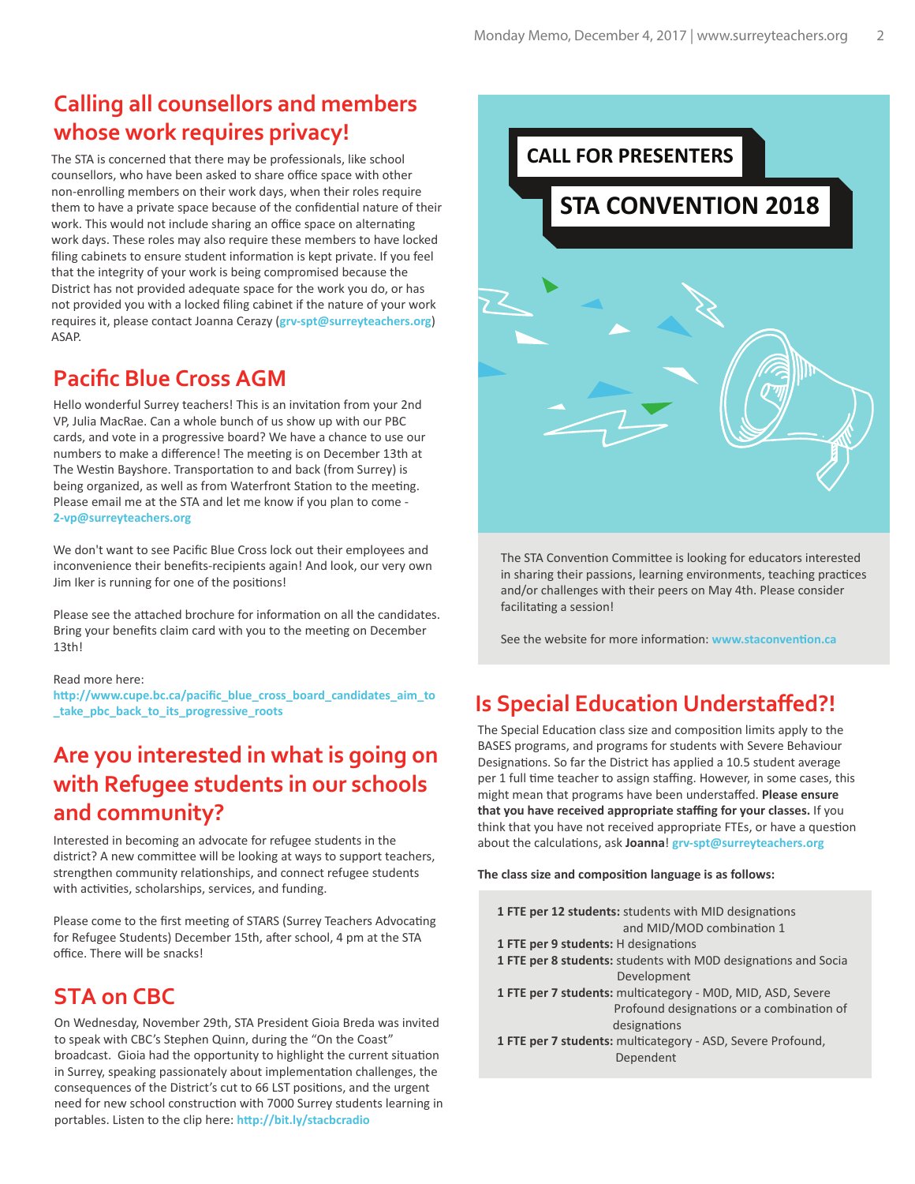## Calling all counsellors and members whose work requires privacy!

The STA is concerned that there may be professionals, like school counsellors, who have been asked to share office space with other non-enrolling members on their work days, when their roles require them to have a private space because of the confidential nature of their work. This would not include sharing an office space on alternating work days. These roles may also require these members to have locked filing cabinets to ensure student information is kept private. If you feel that the integrity of your work is being compromised because the District has not provided adequate space for the work you do, or has not provided you with a locked filing cabinet if the nature of your work requires it, please contact Joanna Cerazy (grv-spt@surreyteachers.org) ASAP.

## Pacific Blue Cross AGM

Hello wonderful Surrey teachers! This is an invitation from your 2nd VP, Julia MacRae. Can a whole bunch of us show up with our PBC cards, and vote in a progressive board? We have a chance to use our numbers to make a difference! The meeting is on December 13th at The Westin Bayshore. Transportation to and back (from Surrey) is being organized, as well as from Waterfront Station to the meeting. Please email me at the STA and let me know if you plan to come - 2-vp@surreyteachers.org

We don't want to see Pacific Blue Cross lock out their employees and inconvenience their benefits-recipients again! And look, our very own Jim Iker is running for one of the positions!

Please see the attached brochure for information on all the candidates. Bring your benefits claim card with you to the meeting on December 13th!

Read more here:
http://www.cupe.bc.ca/pacific_blue_cross_board_candidates_aim_to_take_pbc_back_to_its_progressive_roots

## Are you interested in what is going on with Refugee students in our schools and community?

Interested in becoming an advocate for refugee students in the district? A new committee will be looking at ways to support teachers, strengthen community relationships, and connect refugee students with activities, scholarships, services, and funding.

Please come to the first meeting of STARS (Surrey Teachers Advocating for Refugee Students) December 15th, after school, 4 pm at the STA office. There will be snacks!

## STA on CBC

On Wednesday, November 29th, STA President Gioia Breda was invited to speak with CBC's Stephen Quinn, during the "On the Coast" broadcast. Gioia had the opportunity to highlight the current situation in Surrey, speaking passionately about implementation challenges, the consequences of the District's cut to 66 LST positions, and the urgent need for new school construction with 7000 Surrey students learning in portables. Listen to the clip here: http://bit.ly/stacbcradio

## CALL FOR PRESENTERS
## STA CONVENTION 2018

The STA Convention Committee is looking for educators interested in sharing their passions, learning environments, teaching practices and/or challenges with their peers on May 4th. Please consider facilitating a session!

See the website for more information: www.staconvention.ca

## Is Special Education Understaffed?!

The Special Education class size and composition limits apply to the BASES programs, and programs for students with Severe Behaviour Designations. So far the District has applied a 10.5 student average per 1 full time teacher to assign staffing. However, in some cases, this might mean that programs have been understaffed. **Please ensure that you have received appropriate staffing for your classes.** If you think that you have not received appropriate FTEs, or have a question about the calculations, ask **Joanna**! grv-spt@surreyteachers.org

**The class size and composition language is as follows:**

- **1 FTE per 12 students:** students with MID designations and MID/MOD combination 1
- **1 FTE per 9 students:** H designations
- **1 FTE per 8 students:** students with MOD designations and Socia Development
- **1 FTE per 7 students:** multicategory - MOD, MID, ASD, Severe Profound designations or a combination of designations
- **1 FTE per 7 students:** multicategory - ASD, Severe Profound, Dependent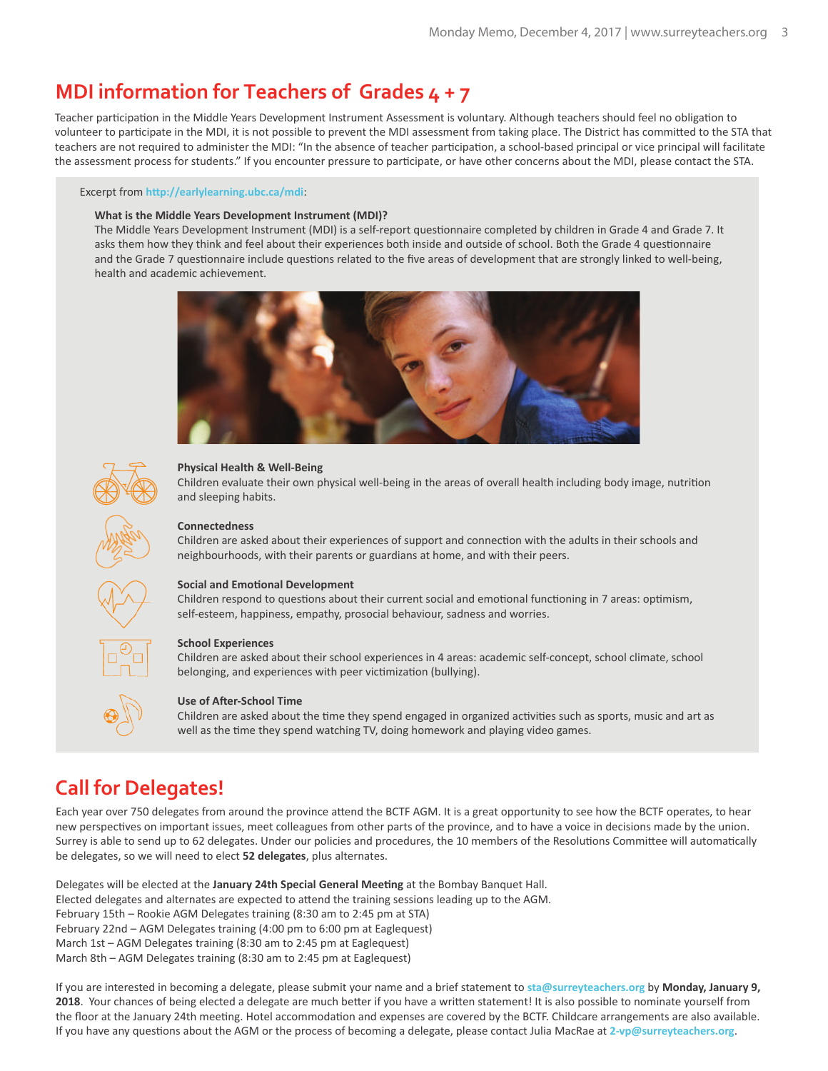## MDI information for Teachers of Grades 4 + 7

Teacher participation in the Middle Years Development Instrument Assessment is voluntary. Although teachers should feel no obligation to volunteer to participate in the MDI, it is not possible to prevent the MDI assessment from taking place. The District has committed to the STA that teachers are not required to administer the MDI: "In the absence of teacher participation, a school-based principal or vice principal will facilitate the assessment process for students." If you encounter pressure to participate, or have other concerns about the MDI, please contact the STA.

Excerpt from http://earlylearning.ubc.ca/mdi:

**What is the Middle Years Development Instrument (MDI)?**
The Middle Years Development Instrument (MDI) is a self-report questionnaire completed by children in Grade 4 and Grade 7. It asks them how they think and feel about their experiences both inside and outside of school. Both the Grade 4 questionnaire and the Grade 7 questionnaire include questions related to the five areas of development that are strongly linked to well-being, health and academic achievement.

**Physical Health & Well-Being**
Children evaluate their own physical well-being in the areas of overall health including body image, nutrition and sleeping habits.

**Connectedness**
Children are asked about their experiences of support and connection with the adults in their schools and neighbourhoods, with their parents or guardians at home, and with their peers.

**Social and Emotional Development**
Children respond to questions about their current social and emotional functioning in 7 areas: optimism, self-esteem, happiness, empathy, prosocial behaviour, sadness and worries.

**School Experiences**
Children are asked about their school experiences in 4 areas: academic self-concept, school climate, school belonging, and experiences with peer victimization (bullying).

**Use of After-School Time**
Children are asked about the time they spend engaged in organized activities such as sports, music and art as well as the time they spend watching TV, doing homework and playing video games.

## Call for Delegates!

Each year over 750 delegates from around the province attend the BCTF AGM. It is a great opportunity to see how the BCTF operates, to hear new perspectives on important issues, meet colleagues from other parts of the province, and to have a voice in decisions made by the union. Surrey is able to send up to 62 delegates. Under our policies and procedures, the 10 members of the Resolutions Committee will automatically be delegates, so we will need to elect **52 delegates**, plus alternates.

Delegates will be elected at the **January 24th Special General Meeting** at the Bombay Banquet Hall.
Elected delegates and alternates are expected to attend the training sessions leading up to the AGM.
February 15th – Rookie AGM Delegates training (8:30 am to 2:45 pm at STA)
February 22nd – AGM Delegates training (4:00 pm to 6:00 pm at Eaglequest)
March 1st – AGM Delegates training (8:30 am to 2:45 pm at Eaglequest)
March 8th – AGM Delegates training (8:30 am to 2:45 pm at Eaglequest)

If you are interested in becoming a delegate, please submit your name and a brief statement to sta@surreyteachers.org by **Monday, January 9, 2018**. Your chances of being elected a delegate are much better if you have a written statement! It is also possible to nominate yourself from the floor at the January 24th meeting. Hotel accommodation and expenses are covered by the BCTF. Childcare arrangements are also available. If you have any questions about the AGM or the process of becoming a delegate, please contact Julia MacRae at 2-vp@surreyteachers.org.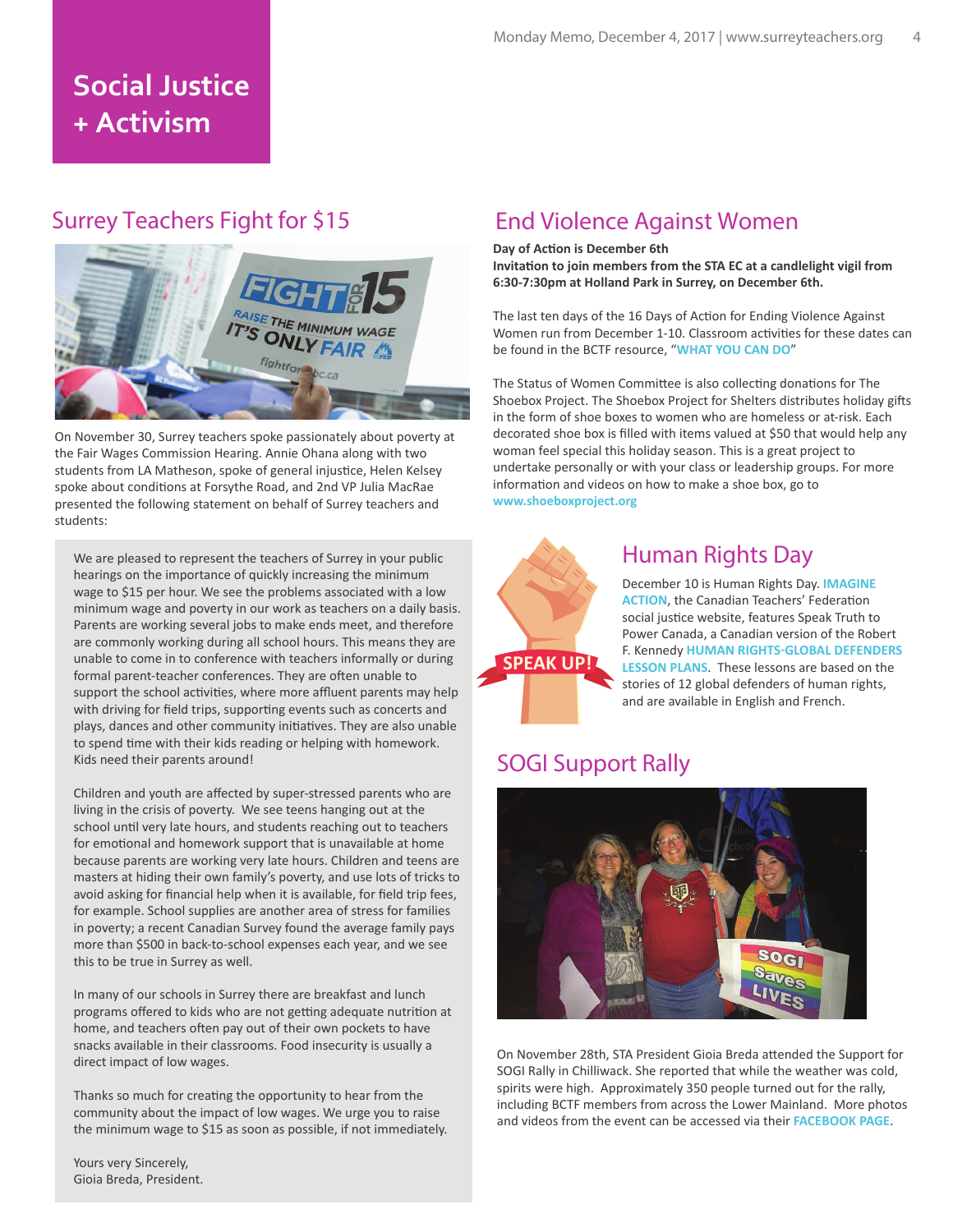# Social Justice + Activism

## Surrey Teachers Fight for $15

On November 30, Surrey teachers spoke passionately about poverty at the Fair Wages Commission Hearing. Annie Ohana along with two students from LA Matheson, spoke of general injustice, Helen Kelsey spoke about conditions at Forsythe Road, and 2nd VP Julia MacRae presented the following statement on behalf of Surrey teachers and students:

> We are pleased to represent the teachers of Surrey in your public hearings on the importance of quickly increasing the minimum wage to $15 per hour. We see the problems associated with a low minimum wage and poverty in our work as teachers on a daily basis. Parents are working several jobs to make ends meet, and therefore are commonly working during all school hours. This means they are unable to come in to conference with teachers informally or during formal parent-teacher conferences. They are often unable to support the school activities, where more affluent parents may help with driving for field trips, supporting events such as concerts and plays, dances and other community initiatives. They are also unable to spend time with their kids reading or helping with homework. Kids need their parents around!
>
> Children and youth are affected by super-stressed parents who are living in the crisis of poverty. We see teens hanging out at the school until very late hours, and students reaching out to teachers for emotional and homework support that is unavailable at home because parents are working very late hours. Children and teens are masters at hiding their own family's poverty, and use lots of tricks to avoid asking for financial help when it is available, for field trip fees, for example. School supplies are another area of stress for families in poverty; a recent Canadian Survey found the average family pays more than $500 in back-to-school expenses each year, and we see this to be true in Surrey as well.
>
> In many of our schools in Surrey there are breakfast and lunch programs offered to kids who are not getting adequate nutrition at home, and teachers often pay out of their own pockets to have snacks available in their classrooms. Food insecurity is usually a direct impact of low wages.
>
> Thanks so much for creating the opportunity to hear from the community about the impact of low wages. We urge you to raise the minimum wage to $15 as soon as possible, if not immediately.
>
> Yours very Sincerely,
> Gioia Breda, President.

## End Violence Against Women

**Day of Action is December 6th**
**Invitation to join members from the STA EC at a candlelight vigil from 6:30-7:30pm at Holland Park in Surrey, on December 6th.**

The last ten days of the 16 Days of Action for Ending Violence Against Women run from December 1-10. Classroom activities for these dates can be found in the BCTF resource, "**WHAT YOU CAN DO**"

The Status of Women Committee is also collecting donations for The Shoebox Project. The Shoebox Project for Shelters distributes holiday gifts in the form of shoe boxes to women who are homeless or at-risk. Each decorated shoe box is filled with items valued at $50 that would help any woman feel special this holiday season. This is a great project to undertake personally or with your class or leadership groups. For more information and videos on how to make a shoe box, go to **www.shoeboxproject.org**

## Human Rights Day

December 10 is Human Rights Day. **IMAGINE ACTION**, the Canadian Teachers' Federation social justice website, features Speak Truth to Power Canada, a Canadian version of the Robert F. Kennedy **HUMAN RIGHTS-GLOBAL DEFENDERS LESSON PLANS**. These lessons are based on the stories of 12 global defenders of human rights, and are available in English and French.

## SOGI Support Rally

On November 28th, STA President Gioia Breda attended the Support for SOGI Rally in Chilliwack. She reported that while the weather was cold, spirits were high. Approximately 350 people turned out for the rally, including BCTF members from across the Lower Mainland. More photos and videos from the event can be accessed via their **FACEBOOK PAGE**.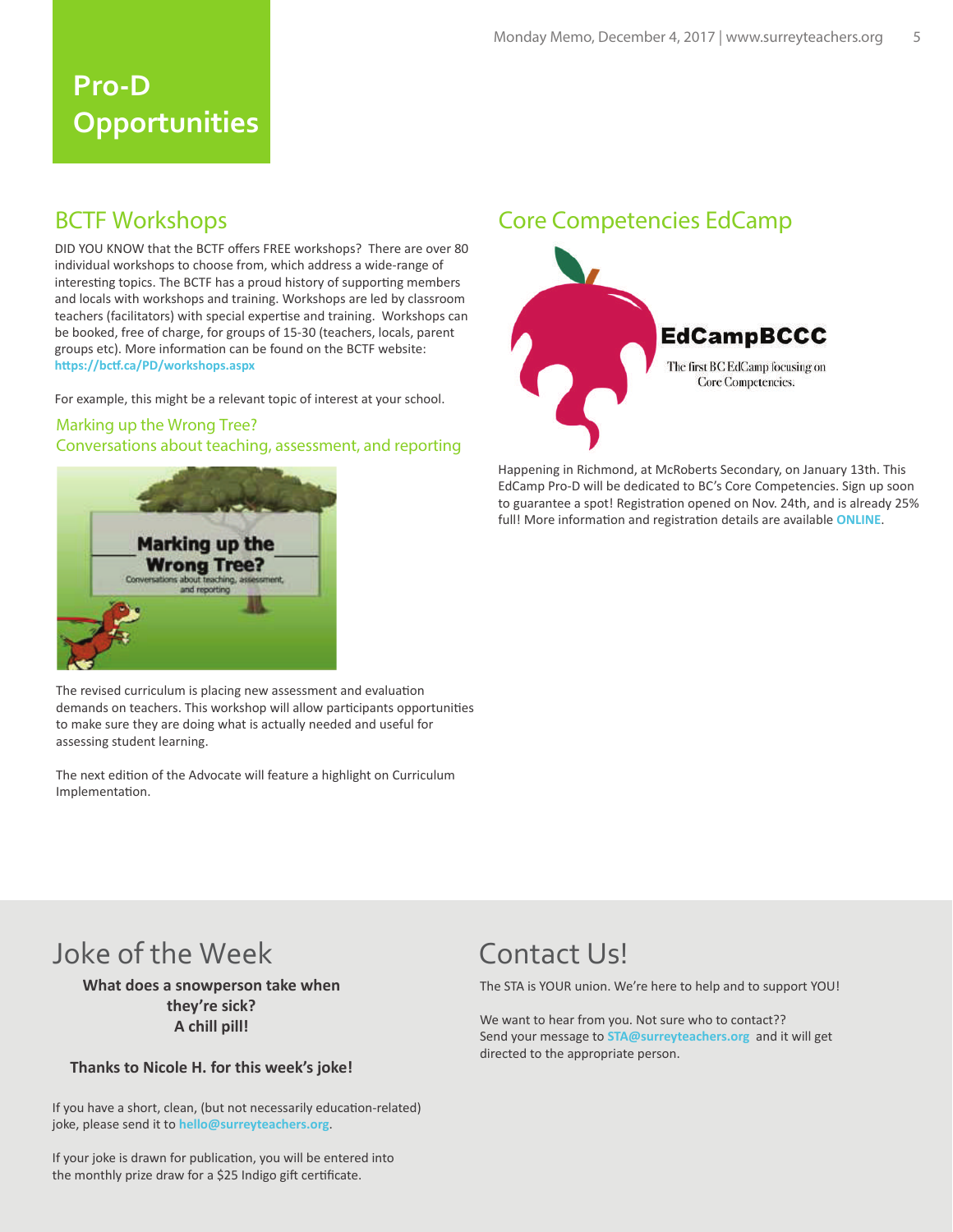# Pro-D Opportunities

## BCTF Workshops

DID YOU KNOW that the BCTF offers FREE workshops? There are over 80 individual workshops to choose from, which address a wide-range of interesting topics. The BCTF has a proud history of supporting members and locals with workshops and training. Workshops are led by classroom teachers (facilitators) with special expertise and training. Workshops can be booked, free of charge, for groups of 15-30 (teachers, locals, parent groups etc). More information can be found on the BCTF website: **https://bctf.ca/PD/workshops.aspx**

For example, this might be a relevant topic of interest at your school.

### Marking up the Wrong Tree?
### Conversations about teaching, assessment, and reporting

The revised curriculum is placing new assessment and evaluation demands on teachers. This workshop will allow participants opportunities to make sure they are doing what is actually needed and useful for assessing student learning.

The next edition of the Advocate will feature a highlight on Curriculum Implementation.

## Core Competencies EdCamp

Happening in Richmond, at McRoberts Secondary, on January 13th. This EdCamp Pro-D will be dedicated to BC's Core Competencies. Sign up soon to guarantee a spot! Registration opened on Nov. 24th, and is already 25% full! More information and registration details are available **ONLINE**.

## Joke of the Week

**What does a snowperson take when they're sick?**
**A chill pill!**

**Thanks to Nicole H. for this week's joke!**

If you have a short, clean, (but not necessarily education-related) joke, please send it to **hello@surreyteachers.org**.

If your joke is drawn for publication, you will be entered into the monthly prize draw for a $25 Indigo gift certificate.

## Contact Us!

The STA is YOUR union. We're here to help and to support YOU!

We want to hear from you. Not sure who to contact??
Send your message to **STA@surreyteachers.org** and it will get directed to the appropriate person.